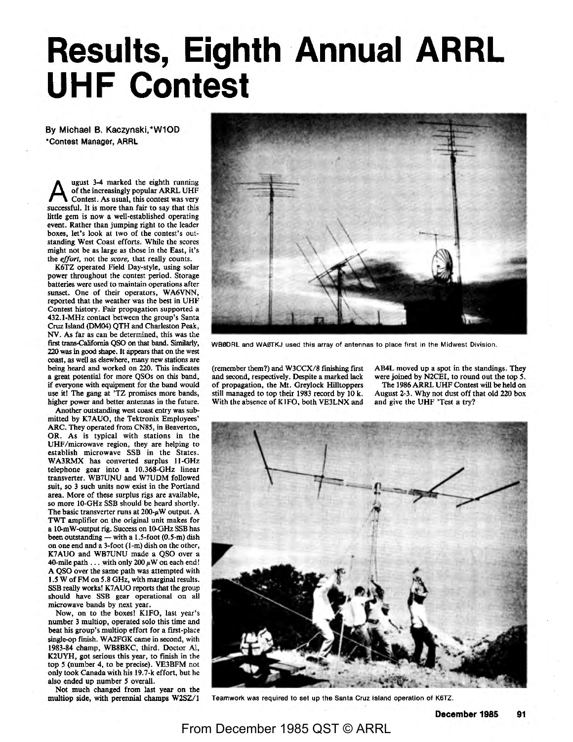# Results, Eighth Annual ARRL UHF Contest

By Michael B. Kaczynski,*W1OD
*Contest Manager, ARRL

August 3-4 marked the eighth running of the increasingly popular ARRL UHF Contest. As usual, this contest was very successful. It is more than fair to say that this little gem is now a well-established operating event. Rather than jumping right to the leader boxes, let's look at two of the contest's outstanding West Coast efforts. While the scores might not be as large as those in the East, it's the *effort*, not the *score*, that really counts.

K6TZ operated Field Day-style, using solar power throughout the contest period. Storage batteries were used to maintain operations after sunset. One of their operators, WA6VNN, reported that the weather was the best in UHF Contest history. Fair propagation supported a 432.1-MHz contact between the group's Santa Cruz Island (DM04) QTH and Charleston Peak, NV. As far as can be determined, this was the first trans-California QSO on that band. Similarly, 220 was in good shape. It appears that on the west coast, as well as elsewhere, many new stations are being heard and worked on 220. This indicates a great potential for more QSOs on this band, if everyone with equipment for the band would use it! The gang at 'TZ promises more bands, higher power and better antennas in the future.

Another outstanding west coast entry was submitted by K7AUO, the Tektronix Employees' ARC. They operated from CN85, in Beaverton, OR. As is typical with stations in the UHF/microwave region, they are helping to establish microwave SSB in the States. WA3RMX has converted surplus 11-GHz telephone gear into a 10.368-GHz linear transverter. WB7UNU and W7UDM followed suit, so 3 such units now exist in the Portland area. More of these surplus rigs are available, so more 10-GHz SSB should be heard shortly. The basic transverter runs at 200-μW output. A TWT amplifier on the original unit makes for a 10-mW-output rig. Success on 10-GHz SSB has been outstanding — with a 1.5-foot (0.5-m) dish on one end and a 3-foot (1-m) dish on the other, K7AUO and WB7UNU made a QSO over a 40-mile path . . . with only 200 μW on each end! A QSO over the same path was attempted with 1.5 W of FM on 5.8 GHz, with marginal results. SSB really works! K7AUO reports that the group should have SSB gear operational on all microwave bands by next year.

Now, on to the boxes! K1FO, last year's number 3 multiop, operated solo this time and beat his group's multiop effort for a first-place single-op finish. WA2FGK came in second, with 1983-84 champ, WB8BKC, third. Doctor Al, K2UYH, got serious this year, to finish in the top 5 (number 4, to be precise). VE3BFM not only took Canada with his 19.7-k effort, but he also ended up number 5 overall.

Not much changed from last year on the multiop side, with perennial champs W2SZ/1 (remember them?) and W3CCX/8 finishing first and second, respectively. Despite a marked lack of propagation, the Mt. Greylock Hilltoppers still managed to top their 1983 record by 10 k. With the absence of K1FO, both VE3LNX and AB4L moved up a spot in the standings. They were joined by N2CEI, to round out the top 5.

The 1986 ARRL UHF Contest will be held on August 2-3. Why not dust off that old 220 box and give the UHF 'Test a try?

WB0DRL and WA0TKJ used this array of antennas to place first in the Midwest Division.

Teamwork was required to set up the Santa Cruz Island operation of K6TZ.

From December 1985 QST © ARRL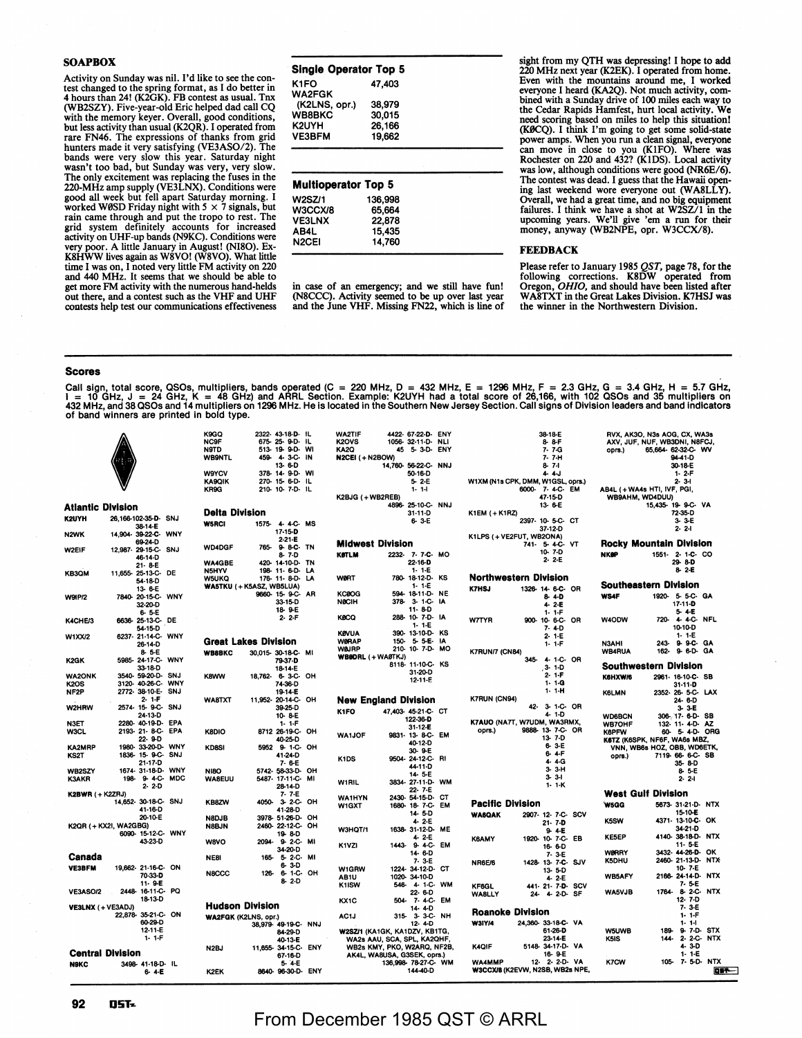## SOAPBOX

Activity on Sunday was nil. I'd like to see the contest changed to the spring format, as I do better in 4 hours than 24! (K2GK). FB contest as usual. Tnx (WB2SZY). Five-year-old Eric helped dad call CQ with the memory keyer. Overall, good conditions, but less activity than usual (K2QR). I operated from rare FN46. The expressions of thanks from grid hunters made it very satisfying (VE3ASO/2). The bands were very slow this year. Saturday night wasn't too bad, but Sunday was very, very slow. The only excitement was replacing the fuses in the 220-MHz amp supply (VE3LNX). Conditions were good all week but fell apart Saturday morning. I worked WØSD Friday night with 5 × 7 signals, but rain came through and put the tropo to rest. The grid system definitely accounts for increased activity on UHF-up bands (N9KC). Conditions were very poor. A little January in August! (NI8O). Ex-K8HWW lives again as W8VO! (W8VO). What little time I was on, I noted very little FM activity on 220 and 440 MHz. It seems that we should be able to get more FM activity with the numerous hand-helds out there, and a contest such as the VHF and UHF contests help test our communications effectiveness in case of an emergency; and we still have fun! (N8CCC). Activity seemed to be up over last year and the June VHF. Missing FN22, which is line of sight from my QTH was depressing! I hope to add 220 MHz next year (K2EK). I operated from home. Even with the mountains around me, I worked everyone I heard (KA2Q). Not much activity, combined with a Sunday drive of 100 miles each way to the Cedar Rapids Hamfest, hurt local activity. We need scoring based on miles to help this situation! (KØCQ). I think I'm going to get some solid-state power amps. When you run a clean signal, everyone can move in close to you (K1FO). Where was Rochester on 220 and 432? (K1DS). Local activity was low, although conditions were good (NR6E/6). The contest was dead. I guess that the Hawaii opening last weekend wore everyone out (WA8LLY). Overall, we had a great time, and no big equipment failures. I think we have a shot at W2SZ/1 in the upcoming years. We'll give 'em a run for their money, anyway (WB2NPE, opr. W3CCX/8).

**Single Operator Top 5**

| | |
|---|---|
| K1FO | 47,403 |
| WA2FGK (K2LNS, opr.) | 38,979 |
| WB8BKC | 30,015 |
| K2UYH | 26,166 |
| VE3BFM | 19,662 |

**Multioperator Top 5**

| | |
|---|---|
| W2SZ/1 | 136,998 |
| W3CCX/8 | 65,664 |
| VE3LNX | 22,878 |
| AB4L | 15,435 |
| N2CEI | 14,760 |

## FEEDBACK

Please refer to January 1985 *QST*, page 78, for the following corrections. K8DW operated from Oregon, *OHIO*, and should have been listed after WA8TXT in the Great Lakes Division. K7HSJ was the winner in the Northwestern Division.

## Scores

Call sign, total score, QSOs, multipliers, bands operated (C = 220 MHz, D = 432 MHz, E = 1296 MHz, F = 2.3 GHz, G = 3.4 GHz, H = 5.7 GHz, I = 10 GHz, J = 24 GHz, K = 48 GHz) and ARRL Section. Example: K2UYH had a total score of 26,166, with 102 QSOs and 35 multipliers on 432 MHz, and 38 QSOs and 14 multipliers on 1296 MHz. He is located in the Southern New Jersey Section. Call signs of Division leaders and band indicators of band winners are printed in bold type.

### Atlantic Division

**K2UYH** 26,166-102-35-D- SNJ
38-14-E
N2WK 14,904- 39-22-C- WNY
69-24-D
W2EIF 12,987- 29-15-C- SNJ
46-14-D
21- 8-E
KB3QM 11,655- 25-13-C- DE
54-18-D
13- 6-E
W9IP/2 7840- 20-15-C- WNY
32-20-D
6- 5-E
K4CHE/3 6636- 25-13-C- DE
54-15-D
W1XX/2 6237- 21-14-C- WNY
26-14-D
8- 5-E
K2GK 5985- 24-17-C- WNY
33-18-D
WA2ONK 3540- 59-20-D- SNJ
K2OS 3120- 40-26-C- WNY
NF2P 2772- 38-10-E- SNJ
2- 1-F
W2HRW 2574- 15- 9-C- SNJ
24-13-D
N3ET 2280- 40-19-D- EPA
W3CL 2193- 21- 8-C- EPA
22- 9-D
KA2MRP 1980- 33-20-D- WNY
KS2T 1836- 15- 9-C- SNJ
21-17-D
WB2SZY 1674- 31-18-D- WNY
K3AKR 198- 9- 4-C- MDC
2- 2-D
K2BWR (+K2ZRJ)
14,652- 30-18-C- SNJ
41-16-D
20-10-E
K2QR (+KX2I, WA2GBG)
6090- 15-12-C- WNY
43-23-D

### Canada

**VE3BFM** 19,662- 21-16-C- ON
70-33-D
11- 9-E
VE3ASO/2 2448- 16-11-C- PQ
18-13-D
**VE3LNX** (+VE3ADJ)
22,878- 35-21-C- ON
60-29-D
12-11-E
1- 1-F

### Central Division

**N9KC** 3498- 41-18-D- IL
6- 4-E
K9GQ 2322- 43-18-D- IL
NC9F 675- 25- 9-D- IL
N9TD 513- 19- 9-D- WI
WB9NTL 459- 4- 3-C- IN
13- 6-D
W9YCV 378- 14- 9-D- WI
KA9QIK 270- 15- 6-D- IL
KR9G 210- 10- 7-D- IL

### Delta Division

**W5RCI** 1575- 4- 4-C- MS
17-15-D
2-21-E
WD4DGF 765- 9- 8-C- TN
8- 7-D
WA4GBE 420- 14-10-D- TN
N5HYV 198- 11- 6-D- LA
W5UKQ 176- 11- 8-D- LA
WA5TKU (+K5ASZ, WB5LUA)
9660- 15- 9-C- AR
33-15-D
18- 9-E
2- 2-F

### Great Lakes Division

**WB8BKC** 30,015- 30-18-C- MI
79-37-D
18-14-E
K8WW 18,762- 6- 3-C- OH
74-36-D
19-14-E
WA8TXT 11,952- 20-14-C- OH
39-25-D
10- 8-E
1- 1-F
K8DIO 8712 26-19-C- OH
40-25-D
KD8SI 5952 9- 1-C- OH
41-24-D
7- 6-E
NI8O 5742- 58-33-D- OH
WA8EUU 5487- 17-11-C- MI
28-14-D
7- 7-E
KB8ZW 4050- 3- 2-C- OH
41-28-D
N8DJB 3978- 51-26-D- OH
N8BJN 2460- 22-12-C- OH
19- 8-D
W8VO 2094- 9- 2-C- MI
34-20-D
NE8I 165- 5- 2-C- MI
6- 3-D
N8CCC 126- 6- 1-C- OH
8- 2-D

### Hudson Division

**WA2FGK** (K2LNS, opr.)
38,979- 49-19-C- NNJ
84-29-D
40-13-E
N2BJ 11,655- 34-15-C- ENY
67-16-D
5- 4-E
K2EK 8640- 96-30-D- ENY
WA2TIF 4422- 67-22-D- ENY
K2OVS 1056- 32-11-D- NLI
KA2Q 45 5- 3-D- ENY
**N2CEI** (+N2BOW)
14,760- 56-22-C- NNJ
50-16-D
5- 2-E
1- 1-I
K2BJG (+WB2REB)
4896- 25-10-C- NNJ
31-11-D
6- 3-E

### Midwest Division

**KØTLM** 2232- 7- 7-C- MO
22-16-D
1- 1-E
WØRT 780- 18-12-D- KS
KCØG 594- 18-11-D- NE
NØCIH 378- 3- 1-C- IA
11- 8-D
KØCQ 288- 10- 7-D- IA
1- 1-E
KØVUA 390- 13-10-D- KS
WØRAP 150- 5- 5-E- IA
WØJRP 210- 10- 7-D- MO
WBØDRL (+WAØTKJ)
8118- 11-10-C- KS
31-20-D
12-11-E

### New England Division

**K1FO** 47,403- 45-21-C- CT
122-36-D
31-12-E
WA1JOF 9831- 13- 8-C- EM
40-12-D
30- 9-E
K1DS 9504- 24-12-C- RI
44-11-D
14- 5-E
W1RIL 3834- 27-11-D- WM
22- 7-E
WA1HYN 2430- 54-15-D- CT
W1GXT 1680- 18- 7-C- EM
14- 5-D
4- 2-E
W3HQT/1 1638- 31-12-D- ME
4- 2-E
K1VZI 1443- 9- 4-C- EM
14- 6-D
7- 3-E
W1GRW 1224- 34-12-D- CT
AB1U 1020- 34-10-D
K1ISW 546- 4- 1-C- WM
22- 6-D
KX1C 504- 7- 4-C- EM
14- 4-D
AC1J 315- 3- 3-C- NH
12- 4-D
**W2SZ/1** (KA1GK, KA1DZV, KB1TG, WA2s AAU, SCA, SPL, KA2QHF, WB2s KMY, PKO, W2ARQ, NF2B, AK4L, WA8USA, G3SEK, oprs.)
136,998- 78-27-C- WM
144-40-D
38-18-E
8- 8-F
7- 7-G
7- 7-H
8- 7-I
4- 4-J
W1XM (N1s CPK, DMM, W1GSL, oprs.)
6000- 7- 4-C- EM
47-15-D
13- 6-E
K1EM (+K1RZ)
2397- 10- 5-C- CT
37-12-D
K1LPS (+VE2FUT, WB2ONA)
741- 5- 4-C- VT
10- 7-D
2- 2-E

### Northwestern Division

**K7HSJ** 1326- 14- 6-C- OR
8- 4-D
4- 2-E
1- 1-F
W7TYR 900- 10- 6-C- OR
7- 4-D
2- 1-E
1- 1-F
K7RUN/7 (CN84)
345- 4- 1-C- OR
3- 1-D
2- 1-F
1- 1-G
1- 1-H
K7RUN (CN94)
42- 3- 1-C- OR
4- 1-D
K7AUO (NA7T, W7UDM, WA3RMX, oprs.)
9888- 13- 7-C- OR
13- 7-D
6- 3-E
6- 4-F
4- 4-G
3- 3-H
3- 3-I
1- 1-K

### Pacific Division

**WA6QAK** 2907- 12- 7-C- SCV
21- 7-D
9- 4-E
K6AMY 1920- 10- 7-C- EB
16- 6-D
7- 3-E
NR6E/6 1428- 13- 7-C- SJV
13- 5-D
4- 2-E
KF6GL 441- 21- 7-D- SCV
WA8LLY 24- 4- 2-D- SF

### Roanoke Division

**W3IY/4** 24,360- 33-18-C- VA
61-26-D
23-14-E
K4QIF 5148- 34-17-D- VA
16- 9-E
WA4MMP 12- 2- 2-D- VA
W3CCX/8 (K2EVW, N2SB, WB2s NPE, RVX, AK3O, N3s AOG, CX, WA3s AXV, JUF, NUF, WB3DNI, N8FCJ, oprs.)
65,664- 62-32-C- WV
94-41-D
30-18-E
1- 2-F
2- 3-I
AB4L (+WA4s HTI, IVF, PGI, WB9AHM, WD4DUU)
15,435- 19- 9-C- VA
72-35-D
3- 3-E
2- 2-I

### Rocky Mountain Division

**NKØP** 1551- 2- 1-C- CO
29- 8-D
8- 2-E

### Southeastern Division

**WS4F** 1920- 5- 5-C- GA
17-11-D
5- 4-E
W4ODW 720- 4- 4-C- NFL
10-10-D
1- 1-E
N3AHI 243- 9- 9-C- GA
WB4RUA 162- 9- 6-D- GA

### Southwestern Division

**K6HXW/6** 2961- 16-10-C- SB
31-11-D
K6LMN 2352- 26- 5-C- LAX
24- 6-D
3- 3-E
WD6BCN 306- 17- 6-D- SB
WB7OHF 132- 11- 4-D- AZ
K6PFW 60- 5- 4-D- ORG
K6TZ (K6SPK, NF6F, WA6s MBZ, VNN, WB6s HOZ, OBB, WD6ETK, oprs.)
7119- 66- 6-C- SB
35- 8-D
8- 5-E
2- 2-I

### West Gulf Division

**W5GG** 5673- 31-21-D- NTX
15-10-E
K5SW 4371- 13-10-C- OK
34-21-D
KE5EP 4140- 38-18-D- NTX
11- 5-E
WØRRY 3432- 44-26-D- OK
K5DHU 2460- 21-13-D- NTX
10- 7-E
WB5AFY 2166- 24-14-D- NTX
7- 5-E
WA5VJB 1764- 8- 2-C- NTX
12- 7-D
7- 3-E
1- 1-F
1- 1-I
W5UWB 189- 9- 7-D- STX
K5IS 144- 2- 2-C- NTX
4- 3-D
1- 1-E
K7CW 105- 7- 5-D- NTX